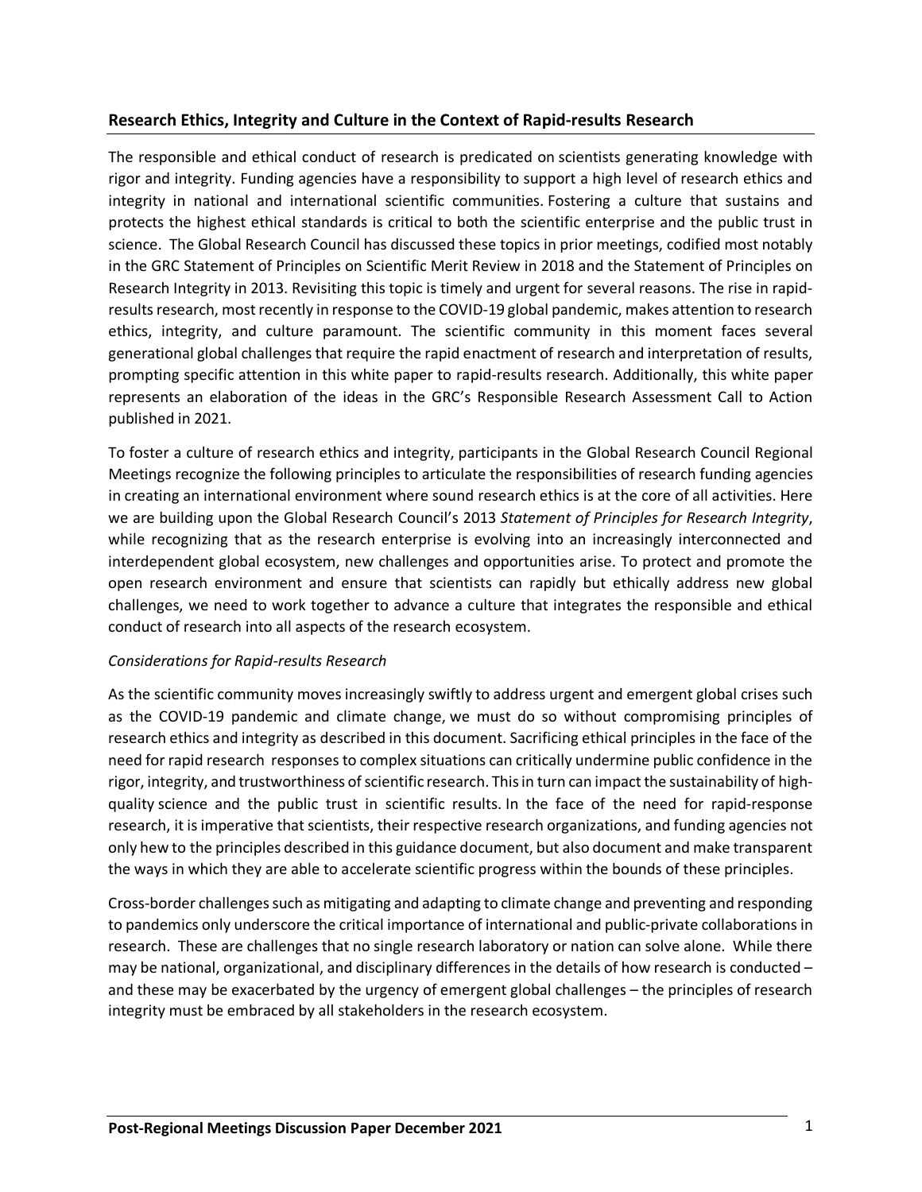## Research Ethics, Integrity and Culture in the Context of Rapid-results Research

The responsible and ethical conduct of research is predicated on scientists generating knowledge with rigor and integrity. Funding agencies have a responsibility to support a high level of research ethics and integrity in national and international scientific communities. Fostering a culture that sustains and protects the highest ethical standards is critical to both the scientific enterprise and the public trust in science. The Global Research Council has discussed these topics in prior meetings, codified most notably in the GRC Statement of Principles on Scientific Merit Review in 2018 and the Statement of Principles on Research Integrity in 2013. Revisiting this topic is timely and urgent for several reasons. The rise in rapid-results research, most recently in response to the COVID-19 global pandemic, makes attention to research ethics, integrity, and culture paramount. The scientific community in this moment faces several generational global challenges that require the rapid enactment of research and interpretation of results, prompting specific attention in this white paper to rapid-results research. Additionally, this white paper represents an elaboration of the ideas in the GRC's Responsible Research Assessment Call to Action published in 2021.

To foster a culture of research ethics and integrity, participants in the Global Research Council Regional Meetings recognize the following principles to articulate the responsibilities of research funding agencies in creating an international environment where sound research ethics is at the core of all activities. Here we are building upon the Global Research Council's 2013 *Statement of Principles for Research Integrity*, while recognizing that as the research enterprise is evolving into an increasingly interconnected and interdependent global ecosystem, new challenges and opportunities arise. To protect and promote the open research environment and ensure that scientists can rapidly but ethically address new global challenges, we need to work together to advance a culture that integrates the responsible and ethical conduct of research into all aspects of the research ecosystem.

### *Considerations for Rapid-results Research*

As the scientific community moves increasingly swiftly to address urgent and emergent global crises such as the COVID-19 pandemic and climate change, we must do so without compromising principles of research ethics and integrity as described in this document. Sacrificing ethical principles in the face of the need for rapid research responses to complex situations can critically undermine public confidence in the rigor, integrity, and trustworthiness of scientific research. This in turn can impact the sustainability of high-quality science and the public trust in scientific results. In the face of the need for rapid-response research, it is imperative that scientists, their respective research organizations, and funding agencies not only hew to the principles described in this guidance document, but also document and make transparent the ways in which they are able to accelerate scientific progress within the bounds of these principles.

Cross-border challenges such as mitigating and adapting to climate change and preventing and responding to pandemics only underscore the critical importance of international and public-private collaborations in research. These are challenges that no single research laboratory or nation can solve alone. While there may be national, organizational, and disciplinary differences in the details of how research is conducted – and these may be exacerbated by the urgency of emergent global challenges – the principles of research integrity must be embraced by all stakeholders in the research ecosystem.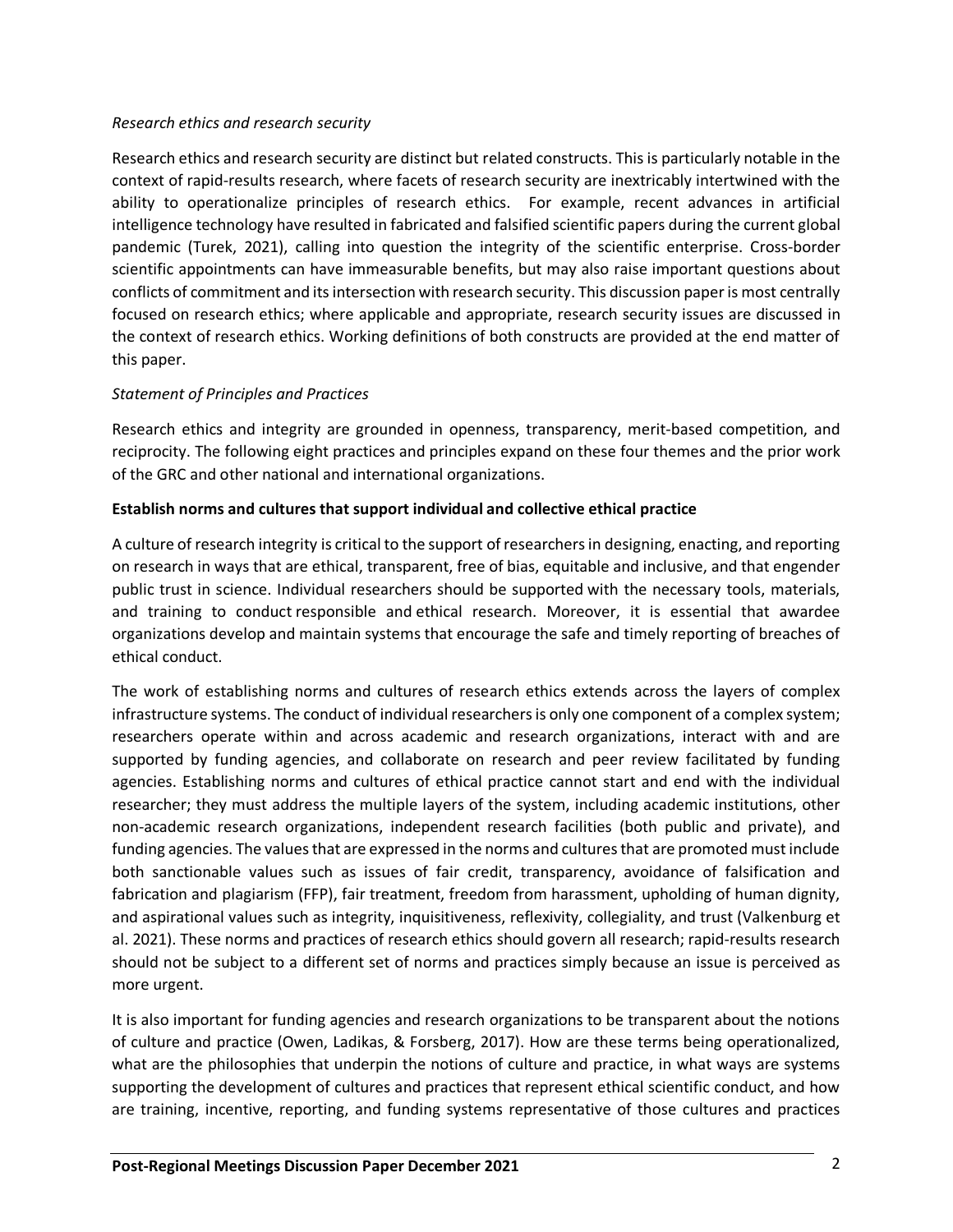*Research ethics and research security*

Research ethics and research security are distinct but related constructs. This is particularly notable in the context of rapid-results research, where facets of research security are inextricably intertwined with the ability to operationalize principles of research ethics. For example, recent advances in artificial intelligence technology have resulted in fabricated and falsified scientific papers during the current global pandemic (Turek, 2021), calling into question the integrity of the scientific enterprise. Cross-border scientific appointments can have immeasurable benefits, but may also raise important questions about conflicts of commitment and its intersection with research security. This discussion paper is most centrally focused on research ethics; where applicable and appropriate, research security issues are discussed in the context of research ethics. Working definitions of both constructs are provided at the end matter of this paper.

*Statement of Principles and Practices*

Research ethics and integrity are grounded in openness, transparency, merit-based competition, and reciprocity. The following eight practices and principles expand on these four themes and the prior work of the GRC and other national and international organizations.

**Establish norms and cultures that support individual and collective ethical practice**

A culture of research integrity is critical to the support of researchers in designing, enacting, and reporting on research in ways that are ethical, transparent, free of bias, equitable and inclusive, and that engender public trust in science. Individual researchers should be supported with the necessary tools, materials, and training to conduct responsible and ethical research. Moreover, it is essential that awardee organizations develop and maintain systems that encourage the safe and timely reporting of breaches of ethical conduct.

The work of establishing norms and cultures of research ethics extends across the layers of complex infrastructure systems. The conduct of individual researchers is only one component of a complex system; researchers operate within and across academic and research organizations, interact with and are supported by funding agencies, and collaborate on research and peer review facilitated by funding agencies. Establishing norms and cultures of ethical practice cannot start and end with the individual researcher; they must address the multiple layers of the system, including academic institutions, other non-academic research organizations, independent research facilities (both public and private), and funding agencies. The values that are expressed in the norms and cultures that are promoted must include both sanctionable values such as issues of fair credit, transparency, avoidance of falsification and fabrication and plagiarism (FFP), fair treatment, freedom from harassment, upholding of human dignity, and aspirational values such as integrity, inquisitiveness, reflexivity, collegiality, and trust (Valkenburg et al. 2021). These norms and practices of research ethics should govern all research; rapid-results research should not be subject to a different set of norms and practices simply because an issue is perceived as more urgent.

It is also important for funding agencies and research organizations to be transparent about the notions of culture and practice (Owen, Ladikas, & Forsberg, 2017). How are these terms being operationalized, what are the philosophies that underpin the notions of culture and practice, in what ways are systems supporting the development of cultures and practices that represent ethical scientific conduct, and how are training, incentive, reporting, and funding systems representative of those cultures and practices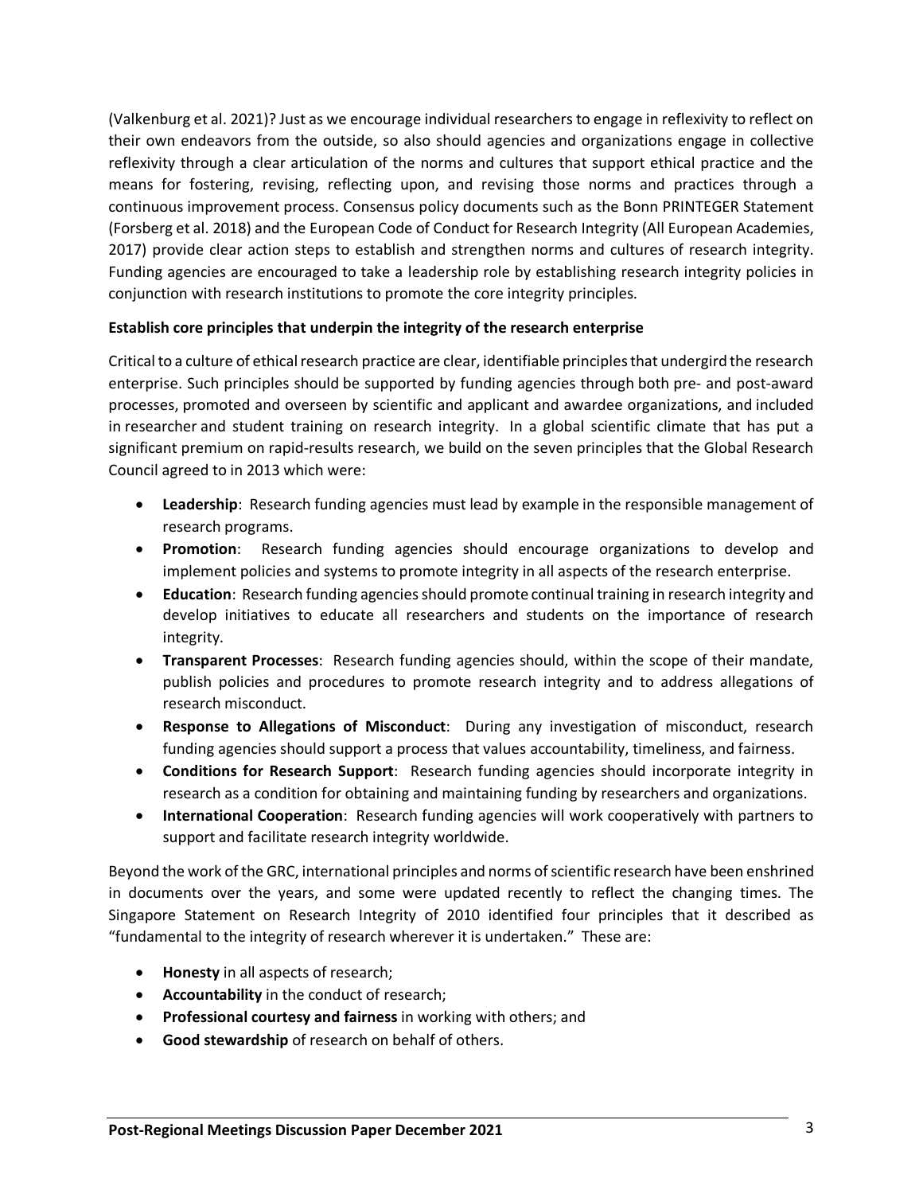(Valkenburg et al. 2021)? Just as we encourage individual researchers to engage in reflexivity to reflect on their own endeavors from the outside, so also should agencies and organizations engage in collective reflexivity through a clear articulation of the norms and cultures that support ethical practice and the means for fostering, revising, reflecting upon, and revising those norms and practices through a continuous improvement process. Consensus policy documents such as the Bonn PRINTEGER Statement (Forsberg et al. 2018) and the European Code of Conduct for Research Integrity (All European Academies, 2017) provide clear action steps to establish and strengthen norms and cultures of research integrity. Funding agencies are encouraged to take a leadership role by establishing research integrity policies in conjunction with research institutions to promote the core integrity principles.

**Establish core principles that underpin the integrity of the research enterprise**

Critical to a culture of ethical research practice are clear, identifiable principles that undergird the research enterprise. Such principles should be supported by funding agencies through both pre- and post-award processes, promoted and overseen by scientific and applicant and awardee organizations, and included in researcher and student training on research integrity. In a global scientific climate that has put a significant premium on rapid-results research, we build on the seven principles that the Global Research Council agreed to in 2013 which were:

- **Leadership**: Research funding agencies must lead by example in the responsible management of research programs.
- **Promotion**: Research funding agencies should encourage organizations to develop and implement policies and systems to promote integrity in all aspects of the research enterprise.
- **Education**: Research funding agencies should promote continual training in research integrity and develop initiatives to educate all researchers and students on the importance of research integrity.
- **Transparent Processes**: Research funding agencies should, within the scope of their mandate, publish policies and procedures to promote research integrity and to address allegations of research misconduct.
- **Response to Allegations of Misconduct**: During any investigation of misconduct, research funding agencies should support a process that values accountability, timeliness, and fairness.
- **Conditions for Research Support**: Research funding agencies should incorporate integrity in research as a condition for obtaining and maintaining funding by researchers and organizations.
- **International Cooperation**: Research funding agencies will work cooperatively with partners to support and facilitate research integrity worldwide.

Beyond the work of the GRC, international principles and norms of scientific research have been enshrined in documents over the years, and some were updated recently to reflect the changing times. The Singapore Statement on Research Integrity of 2010 identified four principles that it described as "fundamental to the integrity of research wherever it is undertaken." These are:

- **Honesty** in all aspects of research;
- **Accountability** in the conduct of research;
- **Professional courtesy and fairness** in working with others; and
- **Good stewardship** of research on behalf of others.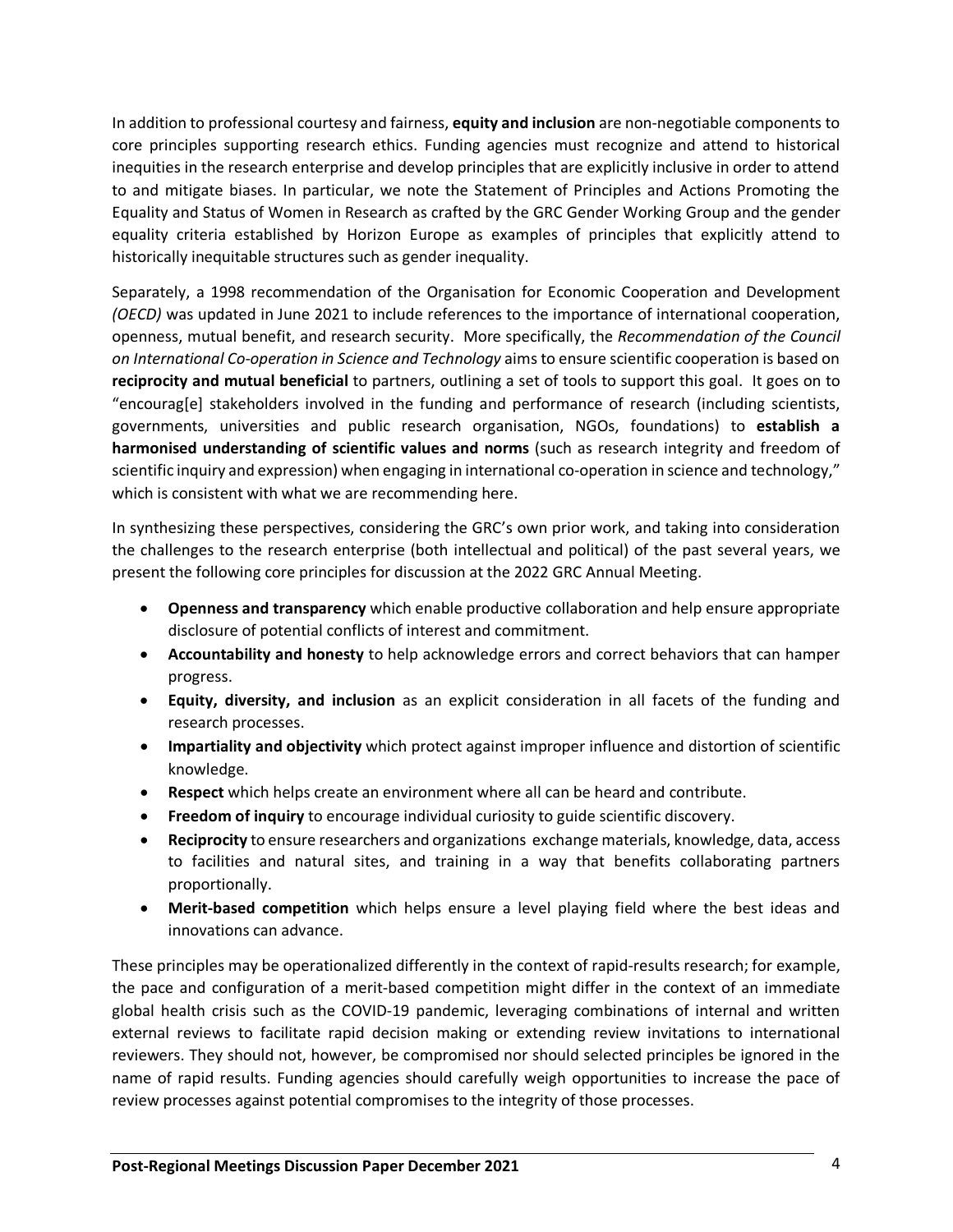In addition to professional courtesy and fairness, **equity and inclusion** are non-negotiable components to core principles supporting research ethics. Funding agencies must recognize and attend to historical inequities in the research enterprise and develop principles that are explicitly inclusive in order to attend to and mitigate biases. In particular, we note the Statement of Principles and Actions Promoting the Equality and Status of Women in Research as crafted by the GRC Gender Working Group and the gender equality criteria established by Horizon Europe as examples of principles that explicitly attend to historically inequitable structures such as gender inequality.

Separately, a 1998 recommendation of the Organisation for Economic Cooperation and Development *(OECD)* was updated in June 2021 to include references to the importance of international cooperation, openness, mutual benefit, and research security. More specifically, the *Recommendation of the Council on International Co-operation in Science and Technology* aims to ensure scientific cooperation is based on **reciprocity and mutual beneficial** to partners, outlining a set of tools to support this goal. It goes on to "encourag[e] stakeholders involved in the funding and performance of research (including scientists, governments, universities and public research organisation, NGOs, foundations) to **establish a harmonised understanding of scientific values and norms** (such as research integrity and freedom of scientific inquiry and expression) when engaging in international co-operation in science and technology," which is consistent with what we are recommending here.

In synthesizing these perspectives, considering the GRC's own prior work, and taking into consideration the challenges to the research enterprise (both intellectual and political) of the past several years, we present the following core principles for discussion at the 2022 GRC Annual Meeting.

- **Openness and transparency** which enable productive collaboration and help ensure appropriate disclosure of potential conflicts of interest and commitment.
- **Accountability and honesty** to help acknowledge errors and correct behaviors that can hamper progress.
- **Equity, diversity, and inclusion** as an explicit consideration in all facets of the funding and research processes.
- **Impartiality and objectivity** which protect against improper influence and distortion of scientific knowledge.
- **Respect** which helps create an environment where all can be heard and contribute.
- **Freedom of inquiry** to encourage individual curiosity to guide scientific discovery.
- **Reciprocity** to ensure researchers and organizations exchange materials, knowledge, data, access to facilities and natural sites, and training in a way that benefits collaborating partners proportionally.
- **Merit-based competition** which helps ensure a level playing field where the best ideas and innovations can advance.

These principles may be operationalized differently in the context of rapid-results research; for example, the pace and configuration of a merit-based competition might differ in the context of an immediate global health crisis such as the COVID-19 pandemic, leveraging combinations of internal and written external reviews to facilitate rapid decision making or extending review invitations to international reviewers. They should not, however, be compromised nor should selected principles be ignored in the name of rapid results. Funding agencies should carefully weigh opportunities to increase the pace of review processes against potential compromises to the integrity of those processes.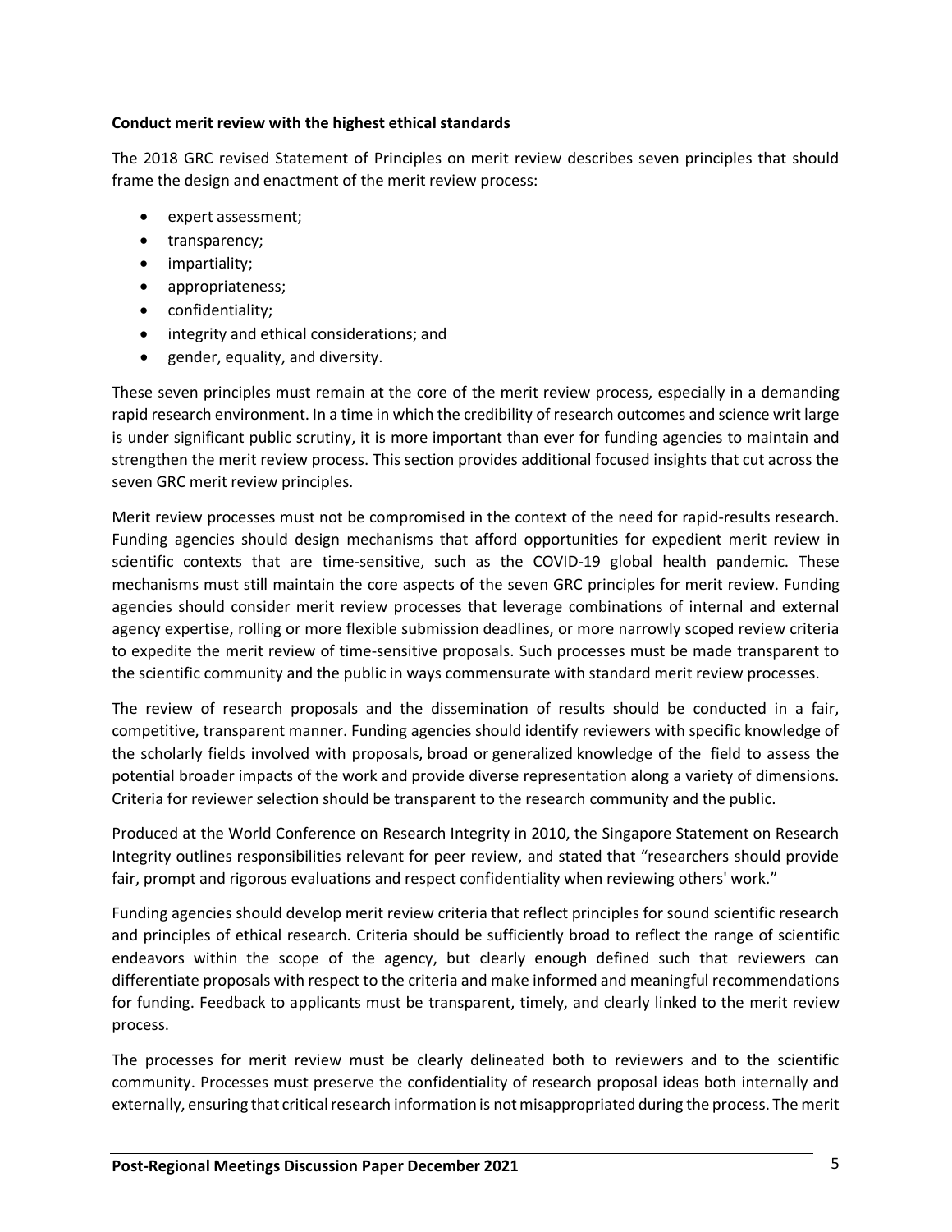**Conduct merit review with the highest ethical standards**

The 2018 GRC revised Statement of Principles on merit review describes seven principles that should frame the design and enactment of the merit review process:

- expert assessment;
- transparency;
- impartiality;
- appropriateness;
- confidentiality;
- integrity and ethical considerations; and
- gender, equality, and diversity.

These seven principles must remain at the core of the merit review process, especially in a demanding rapid research environment. In a time in which the credibility of research outcomes and science writ large is under significant public scrutiny, it is more important than ever for funding agencies to maintain and strengthen the merit review process. This section provides additional focused insights that cut across the seven GRC merit review principles.

Merit review processes must not be compromised in the context of the need for rapid-results research. Funding agencies should design mechanisms that afford opportunities for expedient merit review in scientific contexts that are time-sensitive, such as the COVID-19 global health pandemic. These mechanisms must still maintain the core aspects of the seven GRC principles for merit review. Funding agencies should consider merit review processes that leverage combinations of internal and external agency expertise, rolling or more flexible submission deadlines, or more narrowly scoped review criteria to expedite the merit review of time-sensitive proposals. Such processes must be made transparent to the scientific community and the public in ways commensurate with standard merit review processes.

The review of research proposals and the dissemination of results should be conducted in a fair, competitive, transparent manner. Funding agencies should identify reviewers with specific knowledge of the scholarly fields involved with proposals, broad or generalized knowledge of the field to assess the potential broader impacts of the work and provide diverse representation along a variety of dimensions. Criteria for reviewer selection should be transparent to the research community and the public.

Produced at the World Conference on Research Integrity in 2010, the Singapore Statement on Research Integrity outlines responsibilities relevant for peer review, and stated that "researchers should provide fair, prompt and rigorous evaluations and respect confidentiality when reviewing others' work."

Funding agencies should develop merit review criteria that reflect principles for sound scientific research and principles of ethical research. Criteria should be sufficiently broad to reflect the range of scientific endeavors within the scope of the agency, but clearly enough defined such that reviewers can differentiate proposals with respect to the criteria and make informed and meaningful recommendations for funding. Feedback to applicants must be transparent, timely, and clearly linked to the merit review process.

The processes for merit review must be clearly delineated both to reviewers and to the scientific community. Processes must preserve the confidentiality of research proposal ideas both internally and externally, ensuring that critical research information is not misappropriated during the process. The merit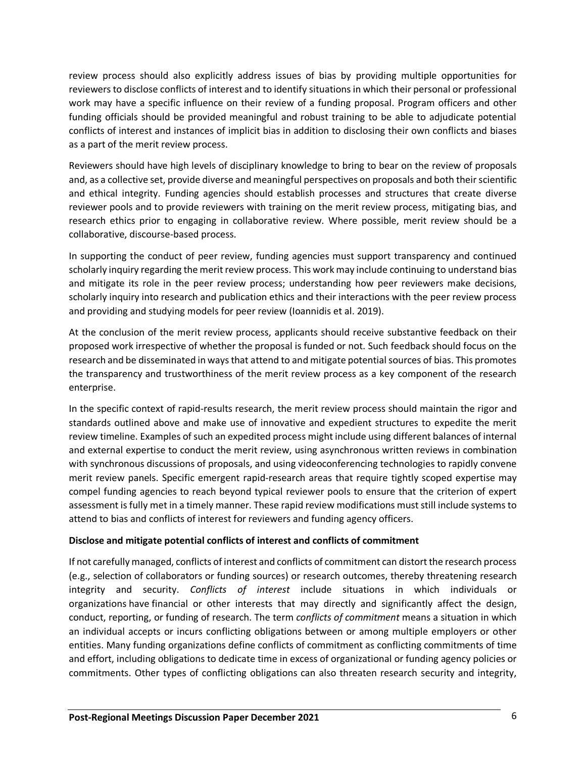review process should also explicitly address issues of bias by providing multiple opportunities for reviewers to disclose conflicts of interest and to identify situations in which their personal or professional work may have a specific influence on their review of a funding proposal. Program officers and other funding officials should be provided meaningful and robust training to be able to adjudicate potential conflicts of interest and instances of implicit bias in addition to disclosing their own conflicts and biases as a part of the merit review process.

Reviewers should have high levels of disciplinary knowledge to bring to bear on the review of proposals and, as a collective set, provide diverse and meaningful perspectives on proposals and both their scientific and ethical integrity. Funding agencies should establish processes and structures that create diverse reviewer pools and to provide reviewers with training on the merit review process, mitigating bias, and research ethics prior to engaging in collaborative review. Where possible, merit review should be a collaborative, discourse-based process.

In supporting the conduct of peer review, funding agencies must support transparency and continued scholarly inquiry regarding the merit review process. This work may include continuing to understand bias and mitigate its role in the peer review process; understanding how peer reviewers make decisions, scholarly inquiry into research and publication ethics and their interactions with the peer review process and providing and studying models for peer review (Ioannidis et al. 2019).

At the conclusion of the merit review process, applicants should receive substantive feedback on their proposed work irrespective of whether the proposal is funded or not. Such feedback should focus on the research and be disseminated in ways that attend to and mitigate potential sources of bias. This promotes the transparency and trustworthiness of the merit review process as a key component of the research enterprise.

In the specific context of rapid-results research, the merit review process should maintain the rigor and standards outlined above and make use of innovative and expedient structures to expedite the merit review timeline. Examples of such an expedited process might include using different balances of internal and external expertise to conduct the merit review, using asynchronous written reviews in combination with synchronous discussions of proposals, and using videoconferencing technologies to rapidly convene merit review panels. Specific emergent rapid-research areas that require tightly scoped expertise may compel funding agencies to reach beyond typical reviewer pools to ensure that the criterion of expert assessment is fully met in a timely manner. These rapid review modifications must still include systems to attend to bias and conflicts of interest for reviewers and funding agency officers.

**Disclose and mitigate potential conflicts of interest and conflicts of commitment**

If not carefully managed, conflicts of interest and conflicts of commitment can distort the research process (e.g., selection of collaborators or funding sources) or research outcomes, thereby threatening research integrity and security. *Conflicts of interest* include situations in which individuals or organizations have financial or other interests that may directly and significantly affect the design, conduct, reporting, or funding of research. The term *conflicts of commitment* means a situation in which an individual accepts or incurs conflicting obligations between or among multiple employers or other entities. Many funding organizations define conflicts of commitment as conflicting commitments of time and effort, including obligations to dedicate time in excess of organizational or funding agency policies or commitments. Other types of conflicting obligations can also threaten research security and integrity,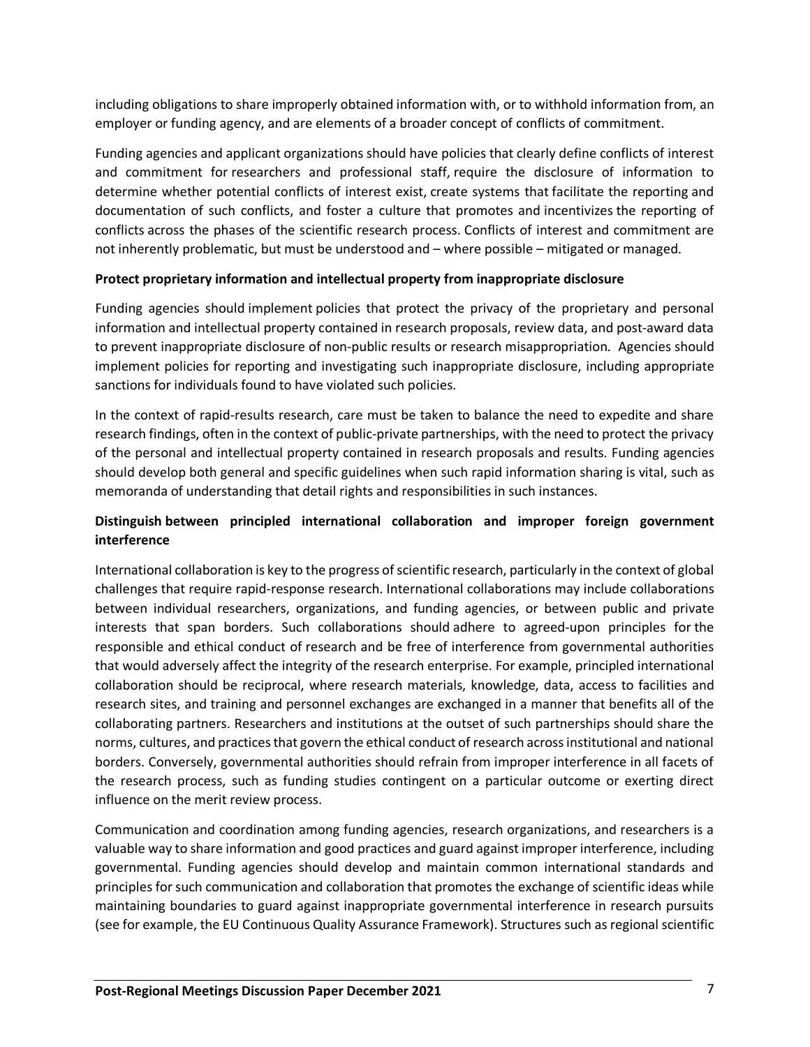including obligations to share improperly obtained information with, or to withhold information from, an employer or funding agency, and are elements of a broader concept of conflicts of commitment.

Funding agencies and applicant organizations should have policies that clearly define conflicts of interest and commitment for researchers and professional staff, require the disclosure of information to determine whether potential conflicts of interest exist, create systems that facilitate the reporting and documentation of such conflicts, and foster a culture that promotes and incentivizes the reporting of conflicts across the phases of the scientific research process. Conflicts of interest and commitment are not inherently problematic, but must be understood and – where possible – mitigated or managed.

**Protect proprietary information and intellectual property from inappropriate disclosure**

Funding agencies should implement policies that protect the privacy of the proprietary and personal information and intellectual property contained in research proposals, review data, and post-award data to prevent inappropriate disclosure of non-public results or research misappropriation. Agencies should implement policies for reporting and investigating such inappropriate disclosure, including appropriate sanctions for individuals found to have violated such policies.

In the context of rapid-results research, care must be taken to balance the need to expedite and share research findings, often in the context of public-private partnerships, with the need to protect the privacy of the personal and intellectual property contained in research proposals and results. Funding agencies should develop both general and specific guidelines when such rapid information sharing is vital, such as memoranda of understanding that detail rights and responsibilities in such instances.

**Distinguish between principled international collaboration and improper foreign government interference**

International collaboration is key to the progress of scientific research, particularly in the context of global challenges that require rapid-response research. International collaborations may include collaborations between individual researchers, organizations, and funding agencies, or between public and private interests that span borders. Such collaborations should adhere to agreed-upon principles for the responsible and ethical conduct of research and be free of interference from governmental authorities that would adversely affect the integrity of the research enterprise. For example, principled international collaboration should be reciprocal, where research materials, knowledge, data, access to facilities and research sites, and training and personnel exchanges are exchanged in a manner that benefits all of the collaborating partners. Researchers and institutions at the outset of such partnerships should share the norms, cultures, and practices that govern the ethical conduct of research across institutional and national borders. Conversely, governmental authorities should refrain from improper interference in all facets of the research process, such as funding studies contingent on a particular outcome or exerting direct influence on the merit review process.

Communication and coordination among funding agencies, research organizations, and researchers is a valuable way to share information and good practices and guard against improper interference, including governmental. Funding agencies should develop and maintain common international standards and principles for such communication and collaboration that promotes the exchange of scientific ideas while maintaining boundaries to guard against inappropriate governmental interference in research pursuits (see for example, the EU Continuous Quality Assurance Framework). Structures such as regional scientific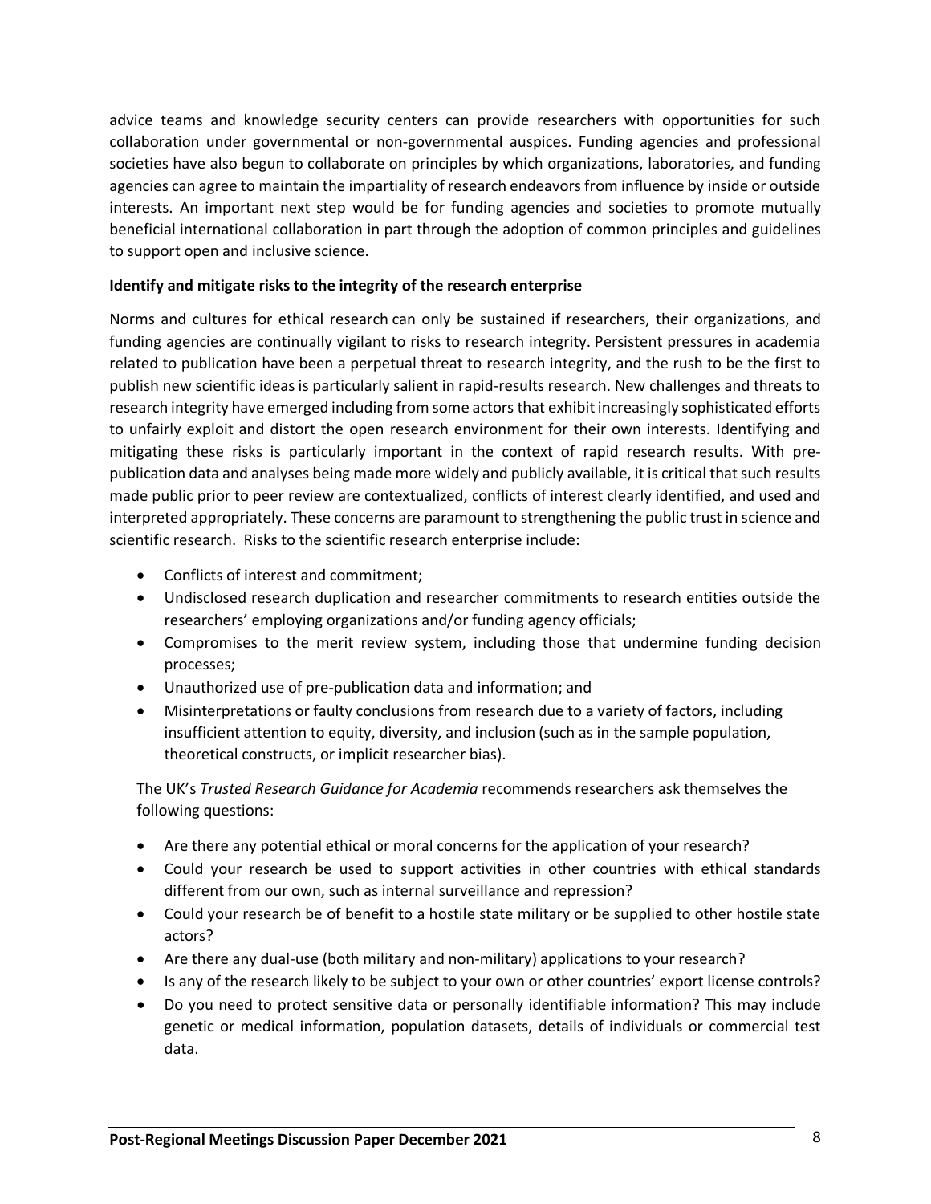advice teams and knowledge security centers can provide researchers with opportunities for such collaboration under governmental or non-governmental auspices. Funding agencies and professional societies have also begun to collaborate on principles by which organizations, laboratories, and funding agencies can agree to maintain the impartiality of research endeavors from influence by inside or outside interests. An important next step would be for funding agencies and societies to promote mutually beneficial international collaboration in part through the adoption of common principles and guidelines to support open and inclusive science.

**Identify and mitigate risks to the integrity of the research enterprise**

Norms and cultures for ethical research can only be sustained if researchers, their organizations, and funding agencies are continually vigilant to risks to research integrity. Persistent pressures in academia related to publication have been a perpetual threat to research integrity, and the rush to be the first to publish new scientific ideas is particularly salient in rapid-results research. New challenges and threats to research integrity have emerged including from some actors that exhibit increasingly sophisticated efforts to unfairly exploit and distort the open research environment for their own interests. Identifying and mitigating these risks is particularly important in the context of rapid research results. With pre-publication data and analyses being made more widely and publicly available, it is critical that such results made public prior to peer review are contextualized, conflicts of interest clearly identified, and used and interpreted appropriately. These concerns are paramount to strengthening the public trust in science and scientific research. Risks to the scientific research enterprise include:

- Conflicts of interest and commitment;
- Undisclosed research duplication and researcher commitments to research entities outside the researchers' employing organizations and/or funding agency officials;
- Compromises to the merit review system, including those that undermine funding decision processes;
- Unauthorized use of pre-publication data and information; and
- Misinterpretations or faulty conclusions from research due to a variety of factors, including insufficient attention to equity, diversity, and inclusion (such as in the sample population, theoretical constructs, or implicit researcher bias).

The UK's *Trusted Research Guidance for Academia* recommends researchers ask themselves the following questions:

- Are there any potential ethical or moral concerns for the application of your research?
- Could your research be used to support activities in other countries with ethical standards different from our own, such as internal surveillance and repression?
- Could your research be of benefit to a hostile state military or be supplied to other hostile state actors?
- Are there any dual-use (both military and non-military) applications to your research?
- Is any of the research likely to be subject to your own or other countries' export license controls?
- Do you need to protect sensitive data or personally identifiable information? This may include genetic or medical information, population datasets, details of individuals or commercial test data.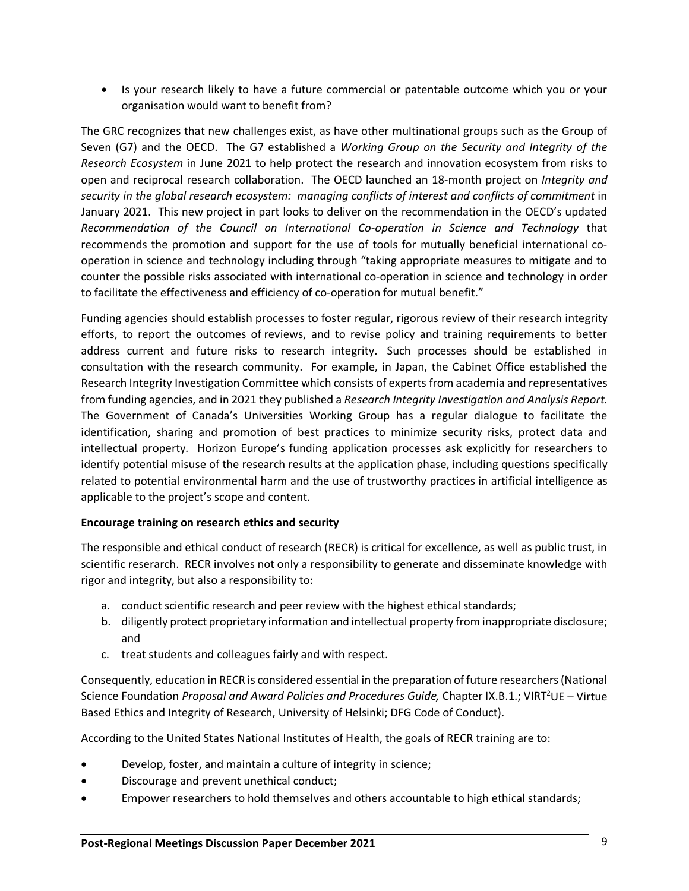- Is your research likely to have a future commercial or patentable outcome which you or your organisation would want to benefit from?

The GRC recognizes that new challenges exist, as have other multinational groups such as the Group of Seven (G7) and the OECD. The G7 established a *Working Group on the Security and Integrity of the Research Ecosystem* in June 2021 to help protect the research and innovation ecosystem from risks to open and reciprocal research collaboration. The OECD launched an 18-month project on *Integrity and security in the global research ecosystem: managing conflicts of interest and conflicts of commitment* in January 2021. This new project in part looks to deliver on the recommendation in the OECD's updated *Recommendation of the Council on International Co-operation in Science and Technology* that recommends the promotion and support for the use of tools for mutually beneficial international co-operation in science and technology including through "taking appropriate measures to mitigate and to counter the possible risks associated with international co-operation in science and technology in order to facilitate the effectiveness and efficiency of co-operation for mutual benefit."

Funding agencies should establish processes to foster regular, rigorous review of their research integrity efforts, to report the outcomes of reviews, and to revise policy and training requirements to better address current and future risks to research integrity. Such processes should be established in consultation with the research community. For example, in Japan, the Cabinet Office established the Research Integrity Investigation Committee which consists of experts from academia and representatives from funding agencies, and in 2021 they published a *Research Integrity Investigation and Analysis Report.* The Government of Canada's Universities Working Group has a regular dialogue to facilitate the identification, sharing and promotion of best practices to minimize security risks, protect data and intellectual property. Horizon Europe's funding application processes ask explicitly for researchers to identify potential misuse of the research results at the application phase, including questions specifically related to potential environmental harm and the use of trustworthy practices in artificial intelligence as applicable to the project's scope and content.

**Encourage training on research ethics and security**

The responsible and ethical conduct of research (RECR) is critical for excellence, as well as public trust, in scientific research. RECR involves not only a responsibility to generate and disseminate knowledge with rigor and integrity, but also a responsibility to:

a. conduct scientific research and peer review with the highest ethical standards;
b. diligently protect proprietary information and intellectual property from inappropriate disclosure; and
c. treat students and colleagues fairly and with respect.

Consequently, education in RECR is considered essential in the preparation of future researchers (National Science Foundation *Proposal and Award Policies and Procedures Guide,* Chapter IX.B.1.; VIRT$^2$UE – Virtue Based Ethics and Integrity of Research, University of Helsinki; DFG Code of Conduct).

According to the United States National Institutes of Health, the goals of RECR training are to:

- Develop, foster, and maintain a culture of integrity in science;
- Discourage and prevent unethical conduct;
- Empower researchers to hold themselves and others accountable to high ethical standards;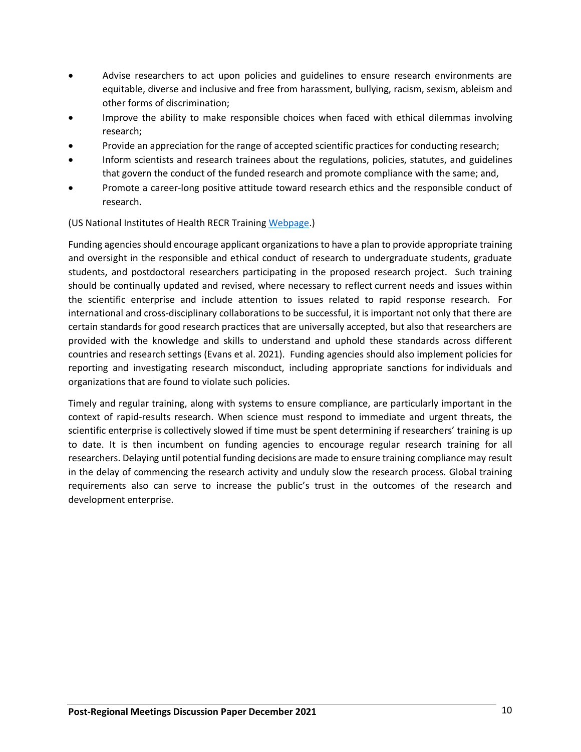- Advise researchers to act upon policies and guidelines to ensure research environments are equitable, diverse and inclusive and free from harassment, bullying, racism, sexism, ableism and other forms of discrimination;
- Improve the ability to make responsible choices when faced with ethical dilemmas involving research;
- Provide an appreciation for the range of accepted scientific practices for conducting research;
- Inform scientists and research trainees about the regulations, policies, statutes, and guidelines that govern the conduct of the funded research and promote compliance with the same; and,
- Promote a career-long positive attitude toward research ethics and the responsible conduct of research.

(US National Institutes of Health RECR Training Webpage.)

Funding agencies should encourage applicant organizations to have a plan to provide appropriate training and oversight in the responsible and ethical conduct of research to undergraduate students, graduate students, and postdoctoral researchers participating in the proposed research project. Such training should be continually updated and revised, where necessary to reflect current needs and issues within the scientific enterprise and include attention to issues related to rapid response research. For international and cross-disciplinary collaborations to be successful, it is important not only that there are certain standards for good research practices that are universally accepted, but also that researchers are provided with the knowledge and skills to understand and uphold these standards across different countries and research settings (Evans et al. 2021). Funding agencies should also implement policies for reporting and investigating research misconduct, including appropriate sanctions for individuals and organizations that are found to violate such policies.

Timely and regular training, along with systems to ensure compliance, are particularly important in the context of rapid-results research. When science must respond to immediate and urgent threats, the scientific enterprise is collectively slowed if time must be spent determining if researchers' training is up to date. It is then incumbent on funding agencies to encourage regular research training for all researchers. Delaying until potential funding decisions are made to ensure training compliance may result in the delay of commencing the research activity and unduly slow the research process. Global training requirements also can serve to increase the public's trust in the outcomes of the research and development enterprise.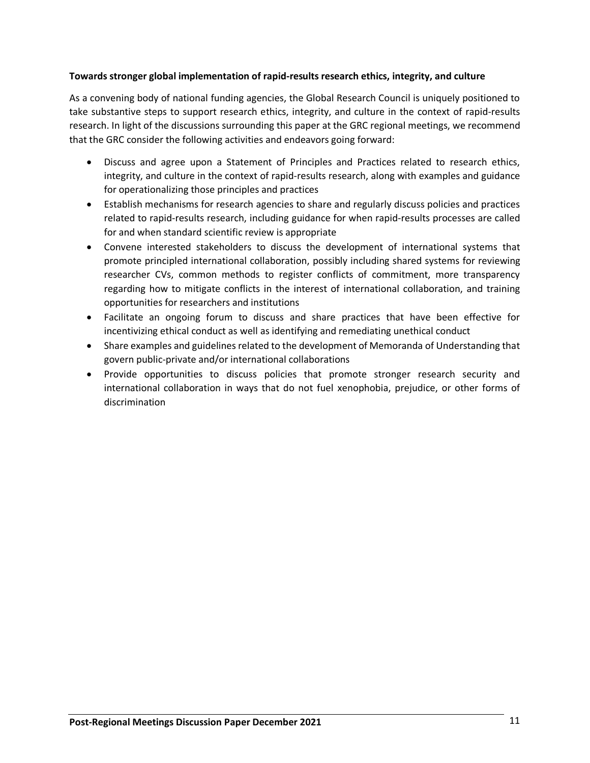**Towards stronger global implementation of rapid-results research ethics, integrity, and culture**

As a convening body of national funding agencies, the Global Research Council is uniquely positioned to take substantive steps to support research ethics, integrity, and culture in the context of rapid-results research. In light of the discussions surrounding this paper at the GRC regional meetings, we recommend that the GRC consider the following activities and endeavors going forward:

- Discuss and agree upon a Statement of Principles and Practices related to research ethics, integrity, and culture in the context of rapid-results research, along with examples and guidance for operationalizing those principles and practices
- Establish mechanisms for research agencies to share and regularly discuss policies and practices related to rapid-results research, including guidance for when rapid-results processes are called for and when standard scientific review is appropriate
- Convene interested stakeholders to discuss the development of international systems that promote principled international collaboration, possibly including shared systems for reviewing researcher CVs, common methods to register conflicts of commitment, more transparency regarding how to mitigate conflicts in the interest of international collaboration, and training opportunities for researchers and institutions
- Facilitate an ongoing forum to discuss and share practices that have been effective for incentivizing ethical conduct as well as identifying and remediating unethical conduct
- Share examples and guidelines related to the development of Memoranda of Understanding that govern public-private and/or international collaborations
- Provide opportunities to discuss policies that promote stronger research security and international collaboration in ways that do not fuel xenophobia, prejudice, or other forms of discrimination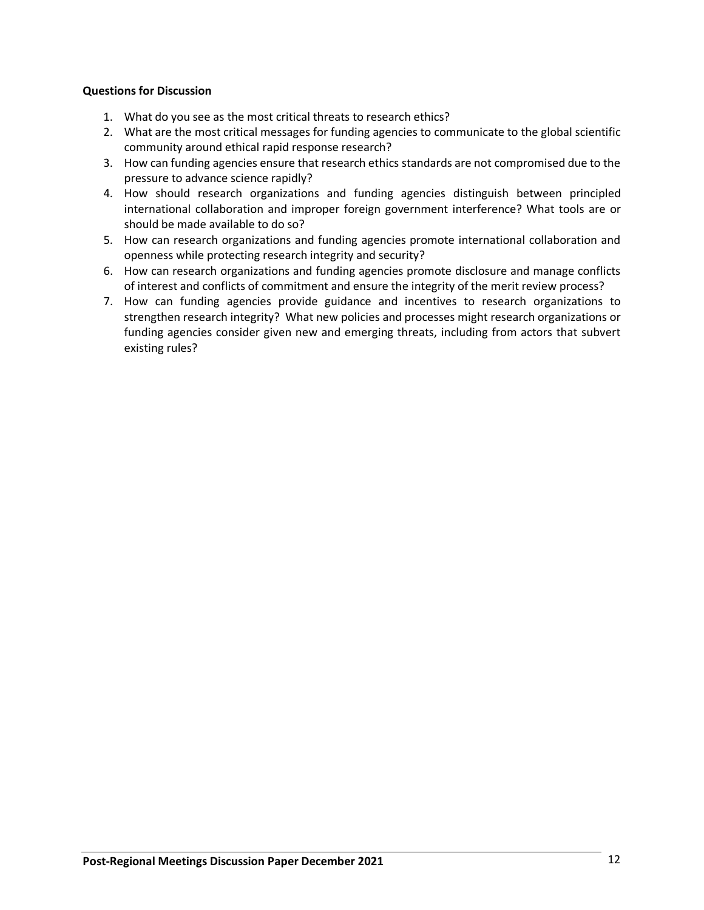**Questions for Discussion**

1. What do you see as the most critical threats to research ethics?
2. What are the most critical messages for funding agencies to communicate to the global scientific community around ethical rapid response research?
3. How can funding agencies ensure that research ethics standards are not compromised due to the pressure to advance science rapidly?
4. How should research organizations and funding agencies distinguish between principled international collaboration and improper foreign government interference? What tools are or should be made available to do so?
5. How can research organizations and funding agencies promote international collaboration and openness while protecting research integrity and security?
6. How can research organizations and funding agencies promote disclosure and manage conflicts of interest and conflicts of commitment and ensure the integrity of the merit review process?
7. How can funding agencies provide guidance and incentives to research organizations to strengthen research integrity? What new policies and processes might research organizations or funding agencies consider given new and emerging threats, including from actors that subvert existing rules?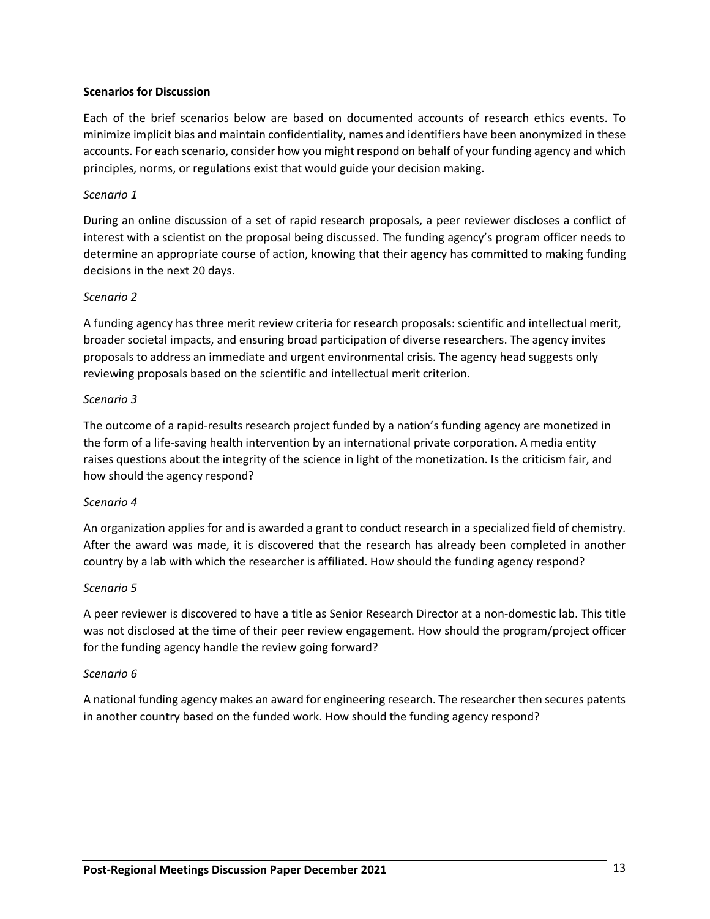**Scenarios for Discussion**

Each of the brief scenarios below are based on documented accounts of research ethics events. To minimize implicit bias and maintain confidentiality, names and identifiers have been anonymized in these accounts. For each scenario, consider how you might respond on behalf of your funding agency and which principles, norms, or regulations exist that would guide your decision making.

*Scenario 1*

During an online discussion of a set of rapid research proposals, a peer reviewer discloses a conflict of interest with a scientist on the proposal being discussed. The funding agency's program officer needs to determine an appropriate course of action, knowing that their agency has committed to making funding decisions in the next 20 days.

*Scenario 2*

A funding agency has three merit review criteria for research proposals: scientific and intellectual merit, broader societal impacts, and ensuring broad participation of diverse researchers. The agency invites proposals to address an immediate and urgent environmental crisis. The agency head suggests only reviewing proposals based on the scientific and intellectual merit criterion.

*Scenario 3*

The outcome of a rapid-results research project funded by a nation's funding agency are monetized in the form of a life-saving health intervention by an international private corporation. A media entity raises questions about the integrity of the science in light of the monetization. Is the criticism fair, and how should the agency respond?

*Scenario 4*

An organization applies for and is awarded a grant to conduct research in a specialized field of chemistry. After the award was made, it is discovered that the research has already been completed in another country by a lab with which the researcher is affiliated. How should the funding agency respond?

*Scenario 5*

A peer reviewer is discovered to have a title as Senior Research Director at a non-domestic lab. This title was not disclosed at the time of their peer review engagement. How should the program/project officer for the funding agency handle the review going forward?

*Scenario 6*

A national funding agency makes an award for engineering research. The researcher then secures patents in another country based on the funded work. How should the funding agency respond?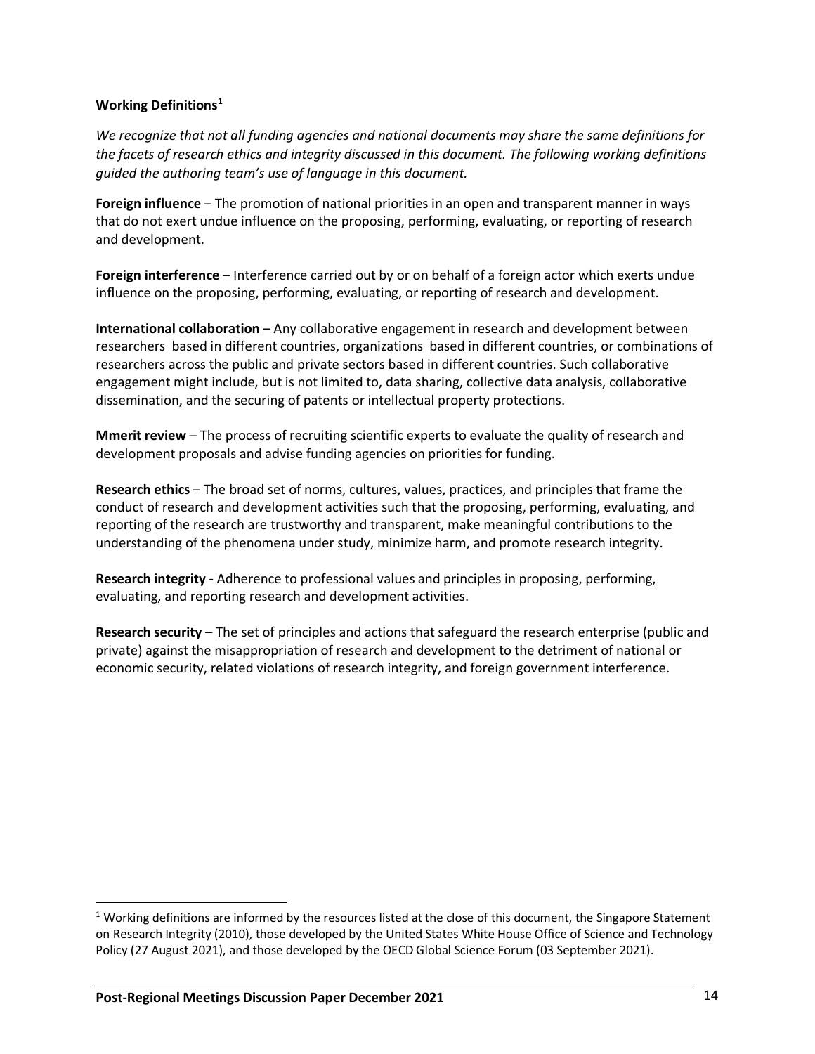**Working Definitions**[1]

*We recognize that not all funding agencies and national documents may share the same definitions for the facets of research ethics and integrity discussed in this document. The following working definitions guided the authoring team's use of language in this document.*

**Foreign influence** – The promotion of national priorities in an open and transparent manner in ways that do not exert undue influence on the proposing, performing, evaluating, or reporting of research and development.

**Foreign interference** – Interference carried out by or on behalf of a foreign actor which exerts undue influence on the proposing, performing, evaluating, or reporting of research and development.

**International collaboration** – Any collaborative engagement in research and development between researchers based in different countries, organizations based in different countries, or combinations of researchers across the public and private sectors based in different countries. Such collaborative engagement might include, but is not limited to, data sharing, collective data analysis, collaborative dissemination, and the securing of patents or intellectual property protections.

**Mmerit review** – The process of recruiting scientific experts to evaluate the quality of research and development proposals and advise funding agencies on priorities for funding.

**Research ethics** – The broad set of norms, cultures, values, practices, and principles that frame the conduct of research and development activities such that the proposing, performing, evaluating, and reporting of the research are trustworthy and transparent, make meaningful contributions to the understanding of the phenomena under study, minimize harm, and promote research integrity.

**Research integrity -** Adherence to professional values and principles in proposing, performing, evaluating, and reporting research and development activities.

**Research security** – The set of principles and actions that safeguard the research enterprise (public and private) against the misappropriation of research and development to the detriment of national or economic security, related violations of research integrity, and foreign government interference.

[1] Working definitions are informed by the resources listed at the close of this document, the Singapore Statement on Research Integrity (2010), those developed by the United States White House Office of Science and Technology Policy (27 August 2021), and those developed by the OECD Global Science Forum (03 September 2021).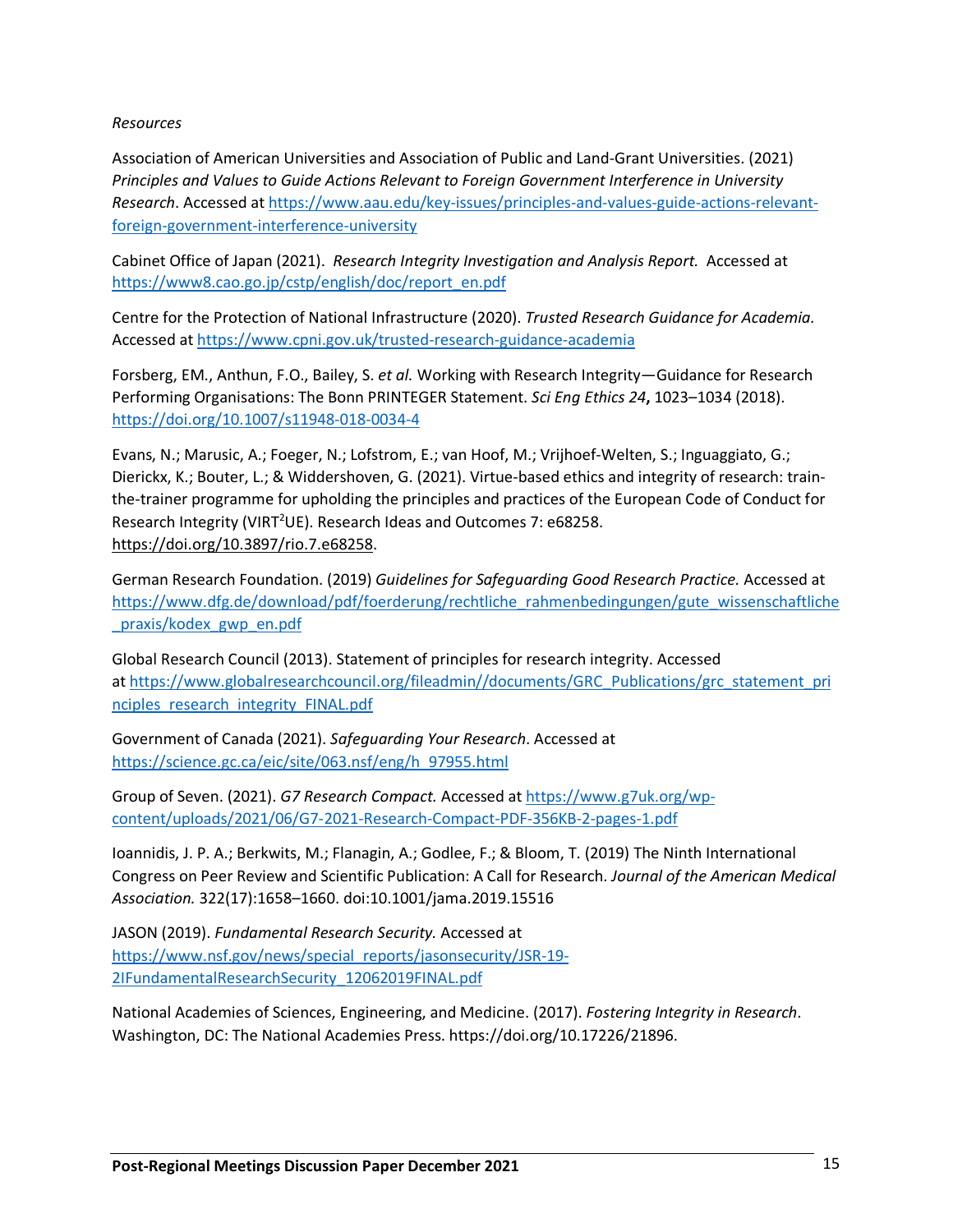*Resources*

Association of American Universities and Association of Public and Land-Grant Universities. (2021) *Principles and Values to Guide Actions Relevant to Foreign Government Interference in University Research*. Accessed at https://www.aau.edu/key-issues/principles-and-values-guide-actions-relevant-foreign-government-interference-university

Cabinet Office of Japan (2021). *Research Integrity Investigation and Analysis Report.* Accessed at https://www8.cao.go.jp/cstp/english/doc/report_en.pdf

Centre for the Protection of National Infrastructure (2020). *Trusted Research Guidance for Academia.* Accessed at https://www.cpni.gov.uk/trusted-research-guidance-academia

Forsberg, EM., Anthun, F.O., Bailey, S. *et al.* Working with Research Integrity—Guidance for Research Performing Organisations: The Bonn PRINTEGER Statement. *Sci Eng Ethics 24*, 1023–1034 (2018). https://doi.org/10.1007/s11948-018-0034-4

Evans, N.; Marusic, A.; Foeger, N.; Lofstrom, E.; van Hoof, M.; Vrijhoef-Welten, S.; Inguaggiato, G.; Dierickx, K.; Bouter, L.; & Widdershoven, G. (2021). Virtue-based ethics and integrity of research: train-the-trainer programme for upholding the principles and practices of the European Code of Conduct for Research Integrity (VIRT$^2$UE). Research Ideas and Outcomes 7: e68258. https://doi.org/10.3897/rio.7.e68258.

German Research Foundation. (2019) *Guidelines for Safeguarding Good Research Practice.* Accessed at https://www.dfg.de/download/pdf/foerderung/rechtliche_rahmenbedingungen/gute_wissenschaftliche_praxis/kodex_gwp_en.pdf

Global Research Council (2013). Statement of principles for research integrity. Accessed at https://www.globalresearchcouncil.org/fileadmin//documents/GRC_Publications/grc_statement_principles_research_integrity_FINAL.pdf

Government of Canada (2021). *Safeguarding Your Research*. Accessed at https://science.gc.ca/eic/site/063.nsf/eng/h_97955.html

Group of Seven. (2021). *G7 Research Compact.* Accessed at https://www.g7uk.org/wp-content/uploads/2021/06/G7-2021-Research-Compact-PDF-356KB-2-pages-1.pdf

Ioannidis, J. P. A.; Berkwits, M.; Flanagin, A.; Godlee, F.; & Bloom, T. (2019) The Ninth International Congress on Peer Review and Scientific Publication: A Call for Research. *Journal of the American Medical Association.* 322(17):1658–1660. doi:10.1001/jama.2019.15516

JASON (2019). *Fundamental Research Security.* Accessed at https://www.nsf.gov/news/special_reports/jasonsecurity/JSR-19-2IFundamentalResearchSecurity_12062019FINAL.pdf

National Academies of Sciences, Engineering, and Medicine. (2017). *Fostering Integrity in Research*. Washington, DC: The National Academies Press. https://doi.org/10.17226/21896.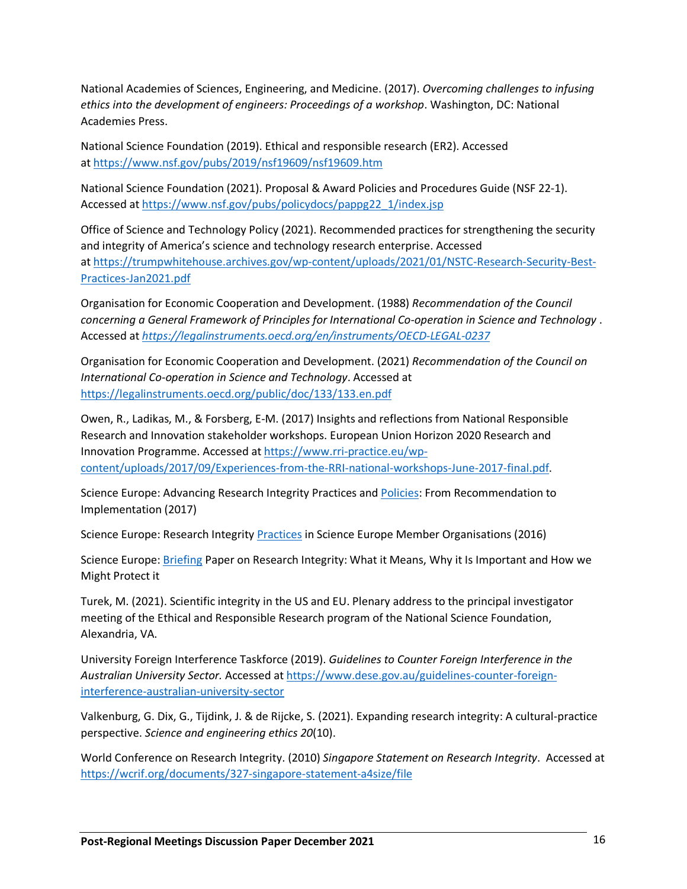National Academies of Sciences, Engineering, and Medicine. (2017). *Overcoming challenges to infusing ethics into the development of engineers: Proceedings of a workshop*. Washington, DC: National Academies Press.

National Science Foundation (2019). Ethical and responsible research (ER2). Accessed at https://www.nsf.gov/pubs/2019/nsf19609/nsf19609.htm

National Science Foundation (2021). Proposal & Award Policies and Procedures Guide (NSF 22-1). Accessed at https://www.nsf.gov/pubs/policydocs/pappg22_1/index.jsp

Office of Science and Technology Policy (2021). Recommended practices for strengthening the security and integrity of America's science and technology research enterprise. Accessed at https://trumpwhitehouse.archives.gov/wp-content/uploads/2021/01/NSTC-Research-Security-Best-Practices-Jan2021.pdf

Organisation for Economic Cooperation and Development. (1988) *Recommendation of the Council concerning a General Framework of Principles for International Co-operation in Science and Technology* . Accessed at *https://legalinstruments.oecd.org/en/instruments/OECD-LEGAL-0237*

Organisation for Economic Cooperation and Development. (2021) *Recommendation of the Council on International Co-operation in Science and Technology*. Accessed at https://legalinstruments.oecd.org/public/doc/133/133.en.pdf

Owen, R., Ladikas, M., & Forsberg, E-M. (2017) Insights and reflections from National Responsible Research and Innovation stakeholder workshops. European Union Horizon 2020 Research and Innovation Programme. Accessed at https://www.rri-practice.eu/wp-content/uploads/2017/09/Experiences-from-the-RRI-national-workshops-June-2017-final.pdf.

Science Europe: Advancing Research Integrity Practices and Policies: From Recommendation to Implementation (2017)

Science Europe: Research Integrity Practices in Science Europe Member Organisations (2016)

Science Europe: Briefing Paper on Research Integrity: What it Means, Why it Is Important and How we Might Protect it

Turek, M. (2021). Scientific integrity in the US and EU. Plenary address to the principal investigator meeting of the Ethical and Responsible Research program of the National Science Foundation, Alexandria, VA.

University Foreign Interference Taskforce (2019). *Guidelines to Counter Foreign Interference in the Australian University Sector.* Accessed at https://www.dese.gov.au/guidelines-counter-foreign-interference-australian-university-sector

Valkenburg, G. Dix, G., Tijdink, J. & de Rijcke, S. (2021). Expanding research integrity: A cultural-practice perspective. *Science and engineering ethics 20*(10).

World Conference on Research Integrity. (2010) *Singapore Statement on Research Integrity*. Accessed at https://wcrif.org/documents/327-singapore-statement-a4size/file